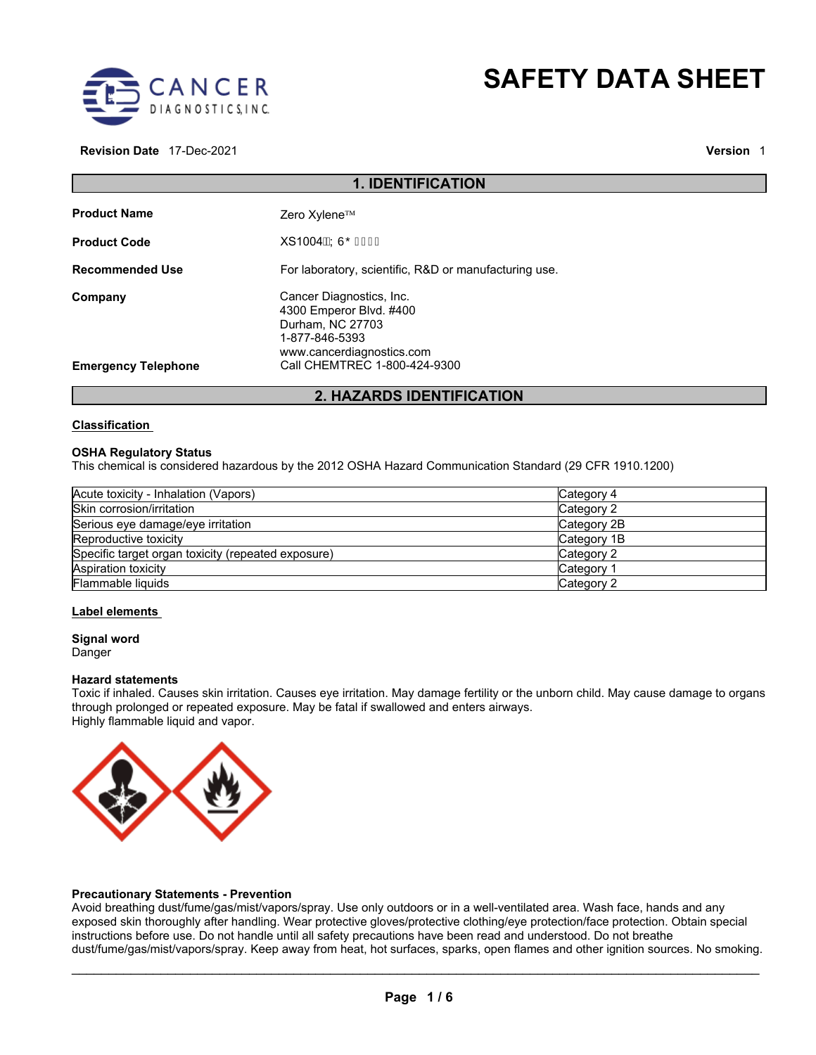# SAFETY DATA SHEET

**Revision Date** 17-Dec-2021 **Version** 1

## 1. IDENTIFICATION

| | |
|---|---|
| **Product Name** | Zero Xylene™ |
| **Product Code** | XS1004; 6* |
| **Recommended Use** | For laboratory, scientific, R&D or manufacturing use. |
| **Company** | Cancer Diagnostics, Inc.<br>4300 Emperor Blvd. #400<br>Durham, NC 27703<br>1-877-846-5393<br>www.cancerdiagnostics.com |
| **Emergency Telephone** | Call CHEMTREC 1-800-424-9300 |

## 2. HAZARDS IDENTIFICATION

**Classification**

**OSHA Regulatory Status**
This chemical is considered hazardous by the 2012 OSHA Hazard Communication Standard (29 CFR 1910.1200)

| | |
|---|---|
| Acute toxicity - Inhalation (Vapors) | Category 4 |
| Skin corrosion/irritation | Category 2 |
| Serious eye damage/eye irritation | Category 2B |
| Reproductive toxicity | Category 1B |
| Specific target organ toxicity (repeated exposure) | Category 2 |
| Aspiration toxicity | Category 1 |
| Flammable liquids | Category 2 |

**Label elements**

**Signal word**
Danger

**Hazard statements**
Toxic if inhaled. Causes skin irritation. Causes eye irritation. May damage fertility or the unborn child. May cause damage to organs through prolonged or repeated exposure. May be fatal if swallowed and enters airways.
Highly flammable liquid and vapor.

**Precautionary Statements - Prevention**
Avoid breathing dust/fume/gas/mist/vapors/spray. Use only outdoors or in a well-ventilated area. Wash face, hands and any exposed skin thoroughly after handling. Wear protective gloves/protective clothing/eye protection/face protection. Obtain special instructions before use. Do not handle until all safety precautions have been read and understood. Do not breathe dust/fume/gas/mist/vapors/spray. Keep away from heat, hot surfaces, sparks, open flames and other ignition sources. No smoking.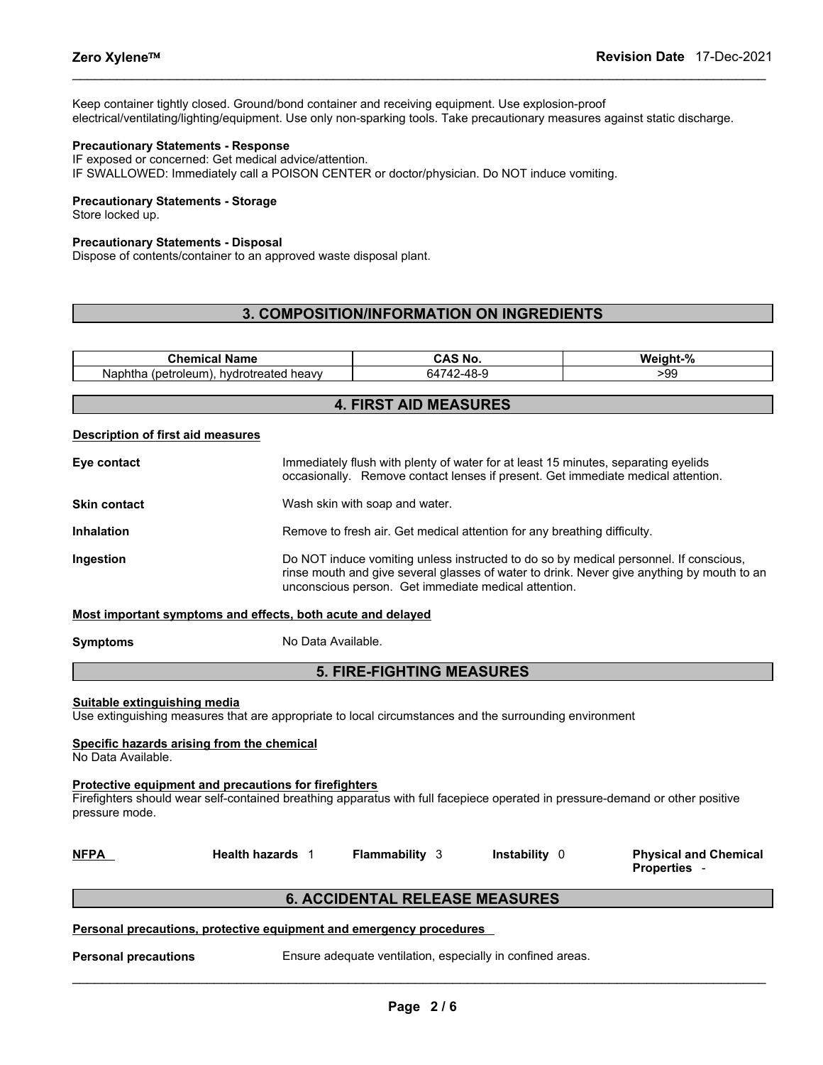Keep container tightly closed. Ground/bond container and receiving equipment. Use explosion-proof electrical/ventilating/lighting/equipment. Use only non-sparking tools. Take precautionary measures against static discharge.

**Precautionary Statements - Response**
IF exposed or concerned: Get medical advice/attention.
IF SWALLOWED: Immediately call a POISON CENTER or doctor/physician. Do NOT induce vomiting.

**Precautionary Statements - Storage**
Store locked up.

**Precautionary Statements - Disposal**
Dispose of contents/container to an approved waste disposal plant.

## 3. COMPOSITION/INFORMATION ON INGREDIENTS

| Chemical Name | CAS No. | Weight-% |
|---|---|---|
| Naphtha (petroleum), hydrotreated heavy | 64742-48-9 | >99 |

## 4. FIRST AID MEASURES

**Description of first aid measures**

**Eye contact** Immediately flush with plenty of water for at least 15 minutes, separating eyelids occasionally. Remove contact lenses if present. Get immediate medical attention.

**Skin contact** Wash skin with soap and water.

**Inhalation** Remove to fresh air. Get medical attention for any breathing difficulty.

**Ingestion** Do NOT induce vomiting unless instructed to do so by medical personnel. If conscious, rinse mouth and give several glasses of water to drink. Never give anything by mouth to an unconscious person. Get immediate medical attention.

**Most important symptoms and effects, both acute and delayed**

**Symptoms** No Data Available.

## 5. FIRE-FIGHTING MEASURES

**Suitable extinguishing media**
Use extinguishing measures that are appropriate to local circumstances and the surrounding environment

**Specific hazards arising from the chemical**
No Data Available.

**Protective equipment and precautions for firefighters**
Firefighters should wear self-contained breathing apparatus with full facepiece operated in pressure-demand or other positive pressure mode.

**NFPA** **Health hazards** 1 **Flammability** 3 **Instability** 0 **Physical and Chemical Properties** -

## 6. ACCIDENTAL RELEASE MEASURES

**Personal precautions, protective equipment and emergency procedures**

**Personal precautions** Ensure adequate ventilation, especially in confined areas.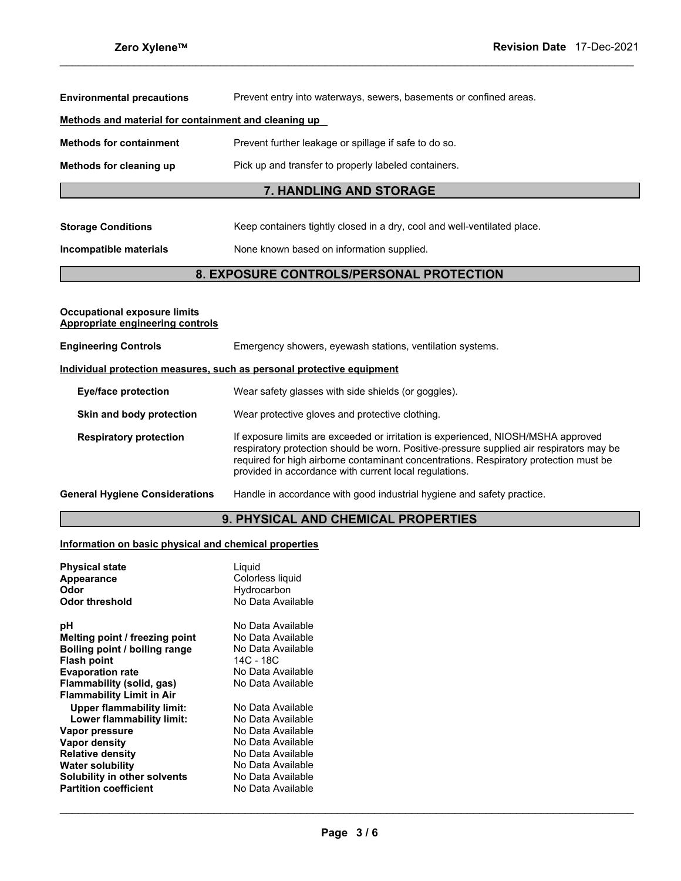| | |
|---|---|
| **Environmental precautions** | Prevent entry into waterways, sewers, basements or confined areas. |

**Methods and material for containment and cleaning up**

| | |
|---|---|
| **Methods for containment** | Prevent further leakage or spillage if safe to do so. |
| **Methods for cleaning up** | Pick up and transfer to properly labeled containers. |

## 7. HANDLING AND STORAGE

| | |
|---|---|
| **Storage Conditions** | Keep containers tightly closed in a dry, cool and well-ventilated place. |
| **Incompatible materials** | None known based on information supplied. |

## 8. EXPOSURE CONTROLS/PERSONAL PROTECTION

**Occupational exposure limits**
**Appropriate engineering controls**

| | |
|---|---|
| **Engineering Controls** | Emergency showers, eyewash stations, ventilation systems. |

**Individual protection measures, such as personal protective equipment**

| | |
|---|---|
| **Eye/face protection** | Wear safety glasses with side shields (or goggles). |
| **Skin and body protection** | Wear protective gloves and protective clothing. |
| **Respiratory protection** | If exposure limits are exceeded or irritation is experienced, NIOSH/MSHA approved respiratory protection should be worn. Positive-pressure supplied air respirators may be required for high airborne contaminant concentrations. Respiratory protection must be provided in accordance with current local regulations. |
| **General Hygiene Considerations** | Handle in accordance with good industrial hygiene and safety practice. |

## 9. PHYSICAL AND CHEMICAL PROPERTIES

**Information on basic physical and chemical properties**

| | |
|---|---|
| **Physical state** | Liquid |
| **Appearance** | Colorless liquid |
| **Odor** | Hydrocarbon |
| **Odor threshold** | No Data Available |
| **pH** | No Data Available |
| **Melting point / freezing point** | No Data Available |
| **Boiling point / boiling range** | No Data Available |
| **Flash point** | 14C - 18C |
| **Evaporation rate** | No Data Available |
| **Flammability (solid, gas)** | No Data Available |
| **Flammability Limit in Air** | |
| **Upper flammability limit:** | No Data Available |
| **Lower flammability limit:** | No Data Available |
| **Vapor pressure** | No Data Available |
| **Vapor density** | No Data Available |
| **Relative density** | No Data Available |
| **Water solubility** | No Data Available |
| **Solubility in other solvents** | No Data Available |
| **Partition coefficient** | No Data Available |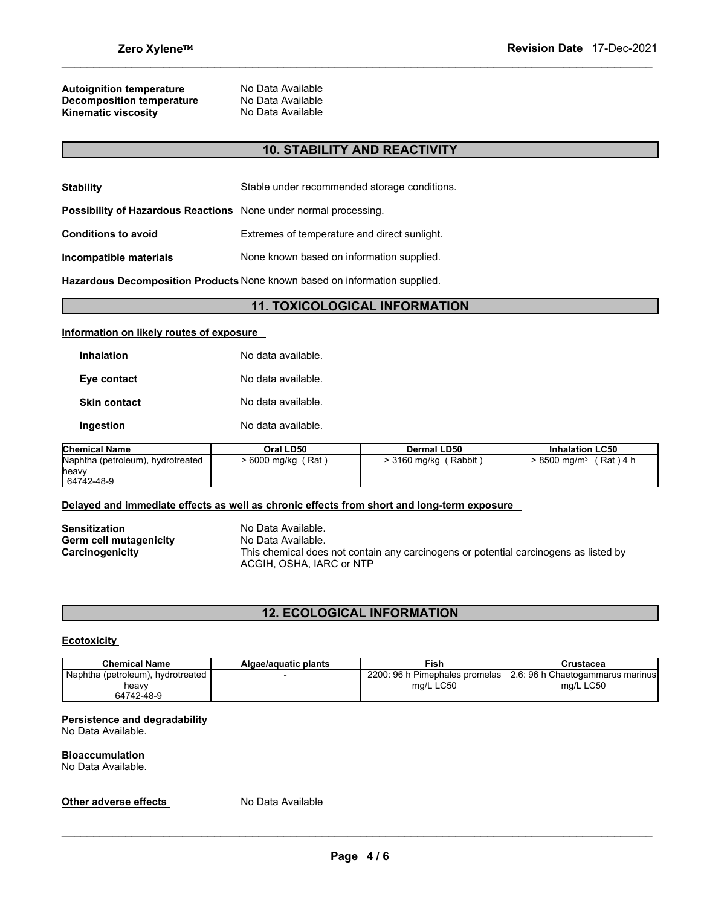**Autoignition temperature** No Data Available
**Decomposition temperature** No Data Available
**Kinematic viscosity** No Data Available

## 10. STABILITY AND REACTIVITY

**Stability** Stable under recommended storage conditions.

**Possibility of Hazardous Reactions** None under normal processing.

**Conditions to avoid** Extremes of temperature and direct sunlight.

**Incompatible materials** None known based on information supplied.

**Hazardous Decomposition Products** None known based on information supplied.

## 11. TOXICOLOGICAL INFORMATION

**Information on likely routes of exposure**

**Inhalation** No data available.

**Eye contact** No data available.

**Skin contact** No data available.

**Ingestion** No data available.

| Chemical Name | Oral LD50 | Dermal LD50 | Inhalation LC50 |
|---|---|---|---|
| Naphtha (petroleum), hydrotreated heavy 64742-48-9 | > 6000 mg/kg ( Rat ) | > 3160 mg/kg ( Rabbit ) | > 8500 mg/m³ ( Rat ) 4 h |

**Delayed and immediate effects as well as chronic effects from short and long-term exposure**

**Sensitization** No Data Available.
**Germ cell mutagenicity** No Data Available.
**Carcinogenicity** This chemical does not contain any carcinogens or potential carcinogens as listed by ACGIH, OSHA, IARC or NTP

## 12. ECOLOGICAL INFORMATION

**Ecotoxicity**

| Chemical Name | Algae/aquatic plants | Fish | Crustacea |
|---|---|---|---|
| Naphtha (petroleum), hydrotreated heavy 64742-48-9 | - | 2200: 96 h Pimephales promelas mg/L LC50 | 2.6: 96 h Chaetogammarus marinus mg/L LC50 |

**Persistence and degradability**
No Data Available.

**Bioaccumulation**
No Data Available.

**Other adverse effects** No Data Available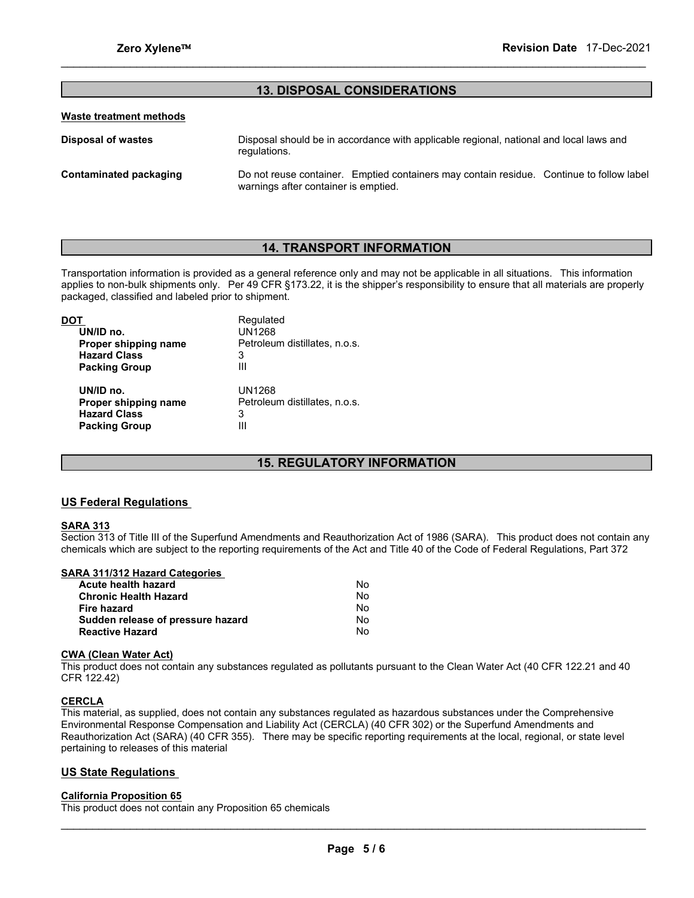## 13. DISPOSAL CONSIDERATIONS

**Waste treatment methods**

| | |
|---|---|
| **Disposal of wastes** | Disposal should be in accordance with applicable regional, national and local laws and regulations. |
| **Contaminated packaging** | Do not reuse container. Emptied containers may contain residue. Continue to follow label warnings after container is emptied. |

## 14. TRANSPORT INFORMATION

Transportation information is provided as a general reference only and may not be applicable in all situations. This information applies to non-bulk shipments only. Per 49 CFR §173.22, it is the shipper's responsibility to ensure that all materials are properly packaged, classified and labeled prior to shipment.

| | |
|---|---|
| **DOT** | Regulated |
| **UN/ID no.** | UN1268 |
| **Proper shipping name** | Petroleum distillates, n.o.s. |
| **Hazard Class** | 3 |
| **Packing Group** | III |
| **UN/ID no.** | UN1268 |
| **Proper shipping name** | Petroleum distillates, n.o.s. |
| **Hazard Class** | 3 |
| **Packing Group** | III |

## 15. REGULATORY INFORMATION

### US Federal Regulations

**SARA 313**

Section 313 of Title III of the Superfund Amendments and Reauthorization Act of 1986 (SARA). This product does not contain any chemicals which are subject to the reporting requirements of the Act and Title 40 of the Code of Federal Regulations, Part 372

**SARA 311/312 Hazard Categories**

| | |
|---|---|
| **Acute health hazard** | No |
| **Chronic Health Hazard** | No |
| **Fire hazard** | No |
| **Sudden release of pressure hazard** | No |
| **Reactive Hazard** | No |

**CWA (Clean Water Act)**

This product does not contain any substances regulated as pollutants pursuant to the Clean Water Act (40 CFR 122.21 and 40 CFR 122.42)

**CERCLA**

This material, as supplied, does not contain any substances regulated as hazardous substances under the Comprehensive Environmental Response Compensation and Liability Act (CERCLA) (40 CFR 302) or the Superfund Amendments and Reauthorization Act (SARA) (40 CFR 355). There may be specific reporting requirements at the local, regional, or state level pertaining to releases of this material

### US State Regulations

**California Proposition 65**

This product does not contain any Proposition 65 chemicals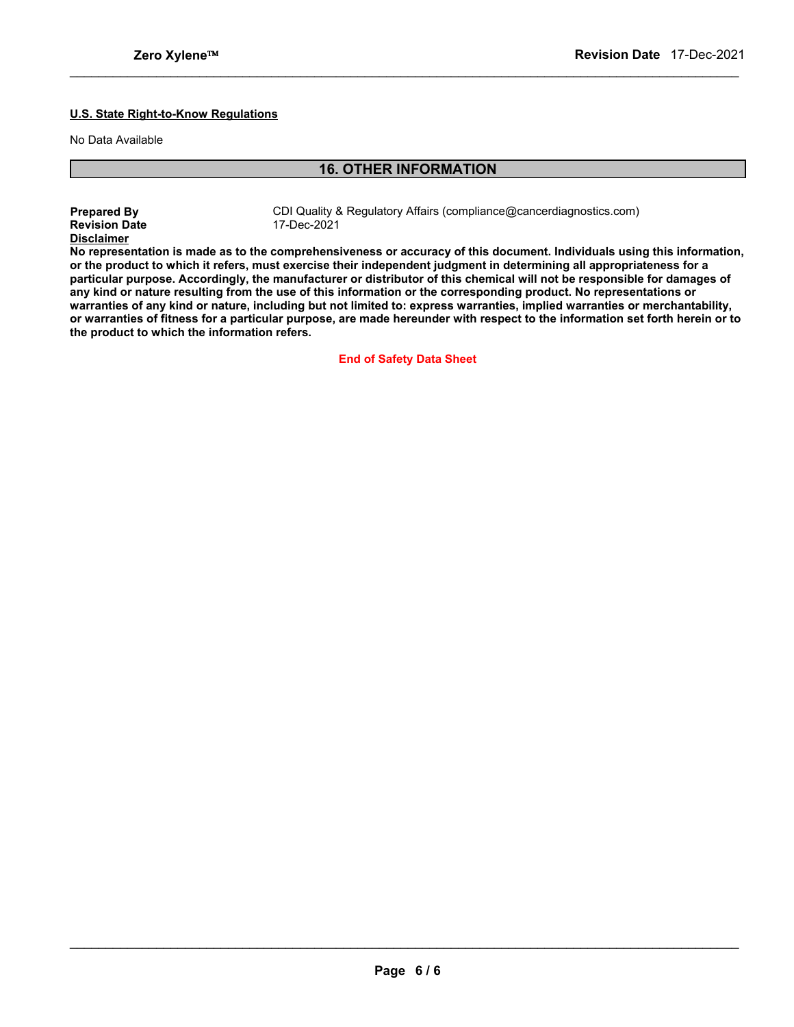**U.S. State Right-to-Know Regulations**

No Data Available

## 16. OTHER INFORMATION

**Prepared By** CDI Quality & Regulatory Affairs (compliance@cancerdiagnostics.com)
**Revision Date** 17-Dec-2021
**Disclaimer**
**No representation is made as to the comprehensiveness or accuracy of this document. Individuals using this information, or the product to which it refers, must exercise their independent judgment in determining all appropriateness for a particular purpose. Accordingly, the manufacturer or distributor of this chemical will not be responsible for damages of any kind or nature resulting from the use of this information or the corresponding product. No representations or warranties of any kind or nature, including but not limited to: express warranties, implied warranties or merchantability, or warranties of fitness for a particular purpose, are made hereunder with respect to the information set forth herein or to the product to which the information refers.**

**End of Safety Data Sheet**